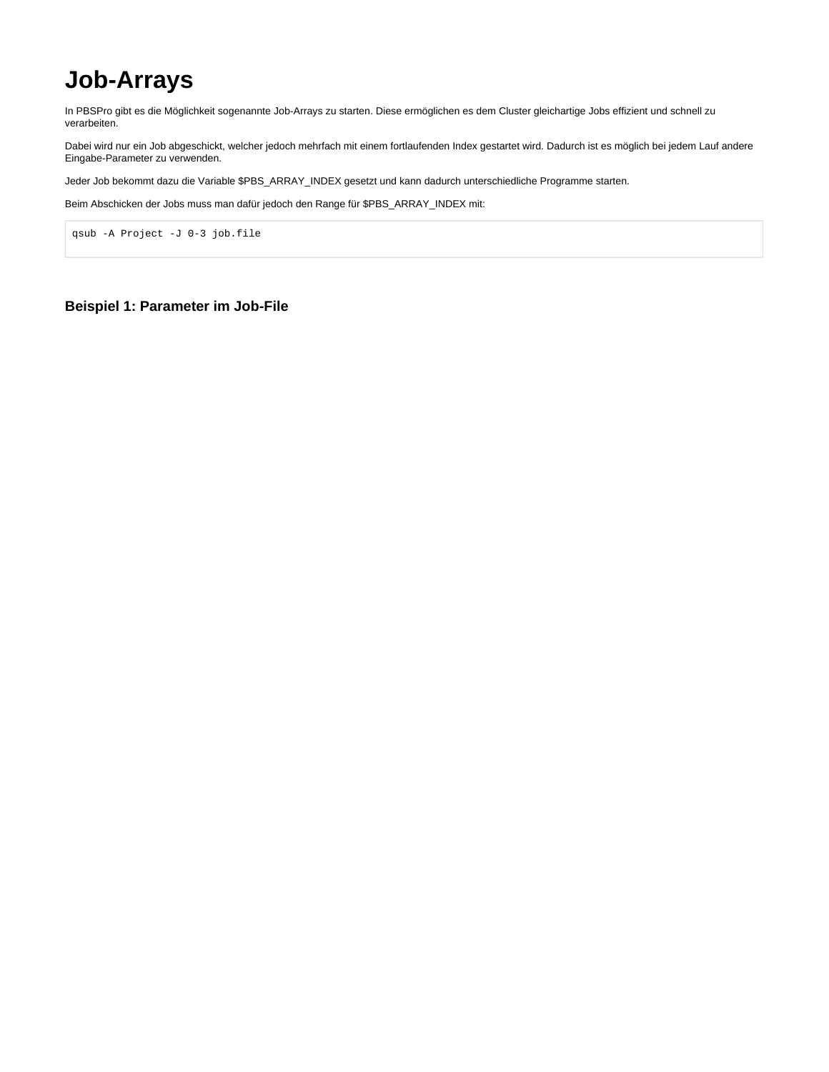# Job-Arrays

In PBSPro gibt es die Möglichkeit sogenannte Job-Arrays zu starten. Diese ermöglichen es dem Cluster gleichartige Jobs effizient und schnell zu verarbeiten.

Dabei wird nur ein Job abgeschickt, welcher jedoch mehrfach mit einem fortlaufenden Index gestartet wird. Dadurch ist es möglich bei jedem Lauf andere Eingabe-Parameter zu verwenden.

Jeder Job bekommt dazu die Variable $PBS_ARRAY_INDEX gesetzt und kann dadurch unterschiedliche Programme starten.

Beim Abschicken der Jobs muss man dafür jedoch den Range für $PBS_ARRAY_INDEX mit:

```
qsub -A Project -J 0-3 job.file
```

### Beispiel 1: Parameter im Job-File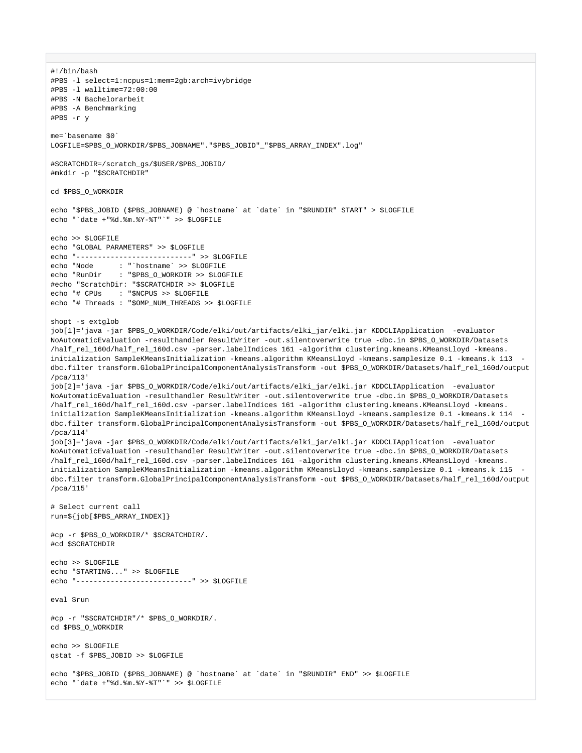```
#!/bin/bash
#PBS -l select=1:ncpus=1:mem=2gb:arch=ivybridge
#PBS -l walltime=72:00:00
#PBS -N Bachelorarbeit
#PBS -A Benchmarking
#PBS -r y

me=`basename $0`
LOGFILE=$PBS_O_WORKDIR/$PBS_JOBNAME"."$PBS_JOBID"_"$PBS_ARRAY_INDEX".log"

#SCRATCHDIR=/scratch_gs/$USER/$PBS_JOBID/
#mkdir -p "$SCRATCHDIR"

cd $PBS_O_WORKDIR

echo "$PBS_JOBID ($PBS_JOBNAME) @ `hostname` at `date` in "$RUNDIR" START" > $LOGFILE
echo "`date +"%d.%m.%Y-%T"`" >> $LOGFILE

echo >> $LOGFILE
echo "GLOBAL PARAMETERS" >> $LOGFILE
echo "---------------------------" >> $LOGFILE
echo "Node      : "`hostname` >> $LOGFILE
echo "RunDir    : "$PBS_O_WORKDIR >> $LOGFILE
#echo "ScratchDir: "$SCRATCHDIR >> $LOGFILE
echo "# CPUs    : "$NCPUS >> $LOGFILE
echo "# Threads : "$OMP_NUM_THREADS >> $LOGFILE

shopt -s extglob
job[1]='java -jar $PBS_O_WORKDIR/Code/elki/out/artifacts/elki_jar/elki.jar KDDCLIApplication  -evaluator NoAutomaticEvaluation -resulthandler ResultWriter -out.silentoverwrite true -dbc.in $PBS_O_WORKDIR/Datasets/half_rel_160d/half_rel_160d.csv -parser.labelIndices 161 -algorithm clustering.kmeans.KMeansLloyd -kmeans.initialization SampleKMeansInitialization -kmeans.algorithm KMeansLloyd -kmeans.samplesize 0.1 -kmeans.k 113  -dbc.filter transform.GlobalPrincipalComponentAnalysisTransform -out $PBS_O_WORKDIR/Datasets/half_rel_160d/output/pca/113'
job[2]='java -jar $PBS_O_WORKDIR/Code/elki/out/artifacts/elki_jar/elki.jar KDDCLIApplication  -evaluator NoAutomaticEvaluation -resulthandler ResultWriter -out.silentoverwrite true -dbc.in $PBS_O_WORKDIR/Datasets/half_rel_160d/half_rel_160d.csv -parser.labelIndices 161 -algorithm clustering.kmeans.KMeansLloyd -kmeans.initialization SampleKMeansInitialization -kmeans.algorithm KMeansLloyd -kmeans.samplesize 0.1 -kmeans.k 114  -dbc.filter transform.GlobalPrincipalComponentAnalysisTransform -out $PBS_O_WORKDIR/Datasets/half_rel_160d/output/pca/114'
job[3]='java -jar $PBS_O_WORKDIR/Code/elki/out/artifacts/elki_jar/elki.jar KDDCLIApplication  -evaluator NoAutomaticEvaluation -resulthandler ResultWriter -out.silentoverwrite true -dbc.in $PBS_O_WORKDIR/Datasets/half_rel_160d/half_rel_160d.csv -parser.labelIndices 161 -algorithm clustering.kmeans.KMeansLloyd -kmeans.initialization SampleKMeansInitialization -kmeans.algorithm KMeansLloyd -kmeans.samplesize 0.1 -kmeans.k 115  -dbc.filter transform.GlobalPrincipalComponentAnalysisTransform -out $PBS_O_WORKDIR/Datasets/half_rel_160d/output/pca/115'

# Select current call
run=${job[$PBS_ARRAY_INDEX]}

#cp -r $PBS_O_WORKDIR/* $SCRATCHDIR/.
#cd $SCRATCHDIR

echo >> $LOGFILE
echo "STARTING..." >> $LOGFILE
echo "---------------------------" >> $LOGFILE

eval $run

#cp -r "$SCRATCHDIR"/* $PBS_O_WORKDIR/.
cd $PBS_O_WORKDIR

echo >> $LOGFILE
qstat -f $PBS_JOBID >> $LOGFILE

echo "$PBS_JOBID ($PBS_JOBNAME) @ `hostname` at `date` in "$RUNDIR" END" >> $LOGFILE
echo "`date +"%d.%m.%Y-%T"`" >> $LOGFILE
```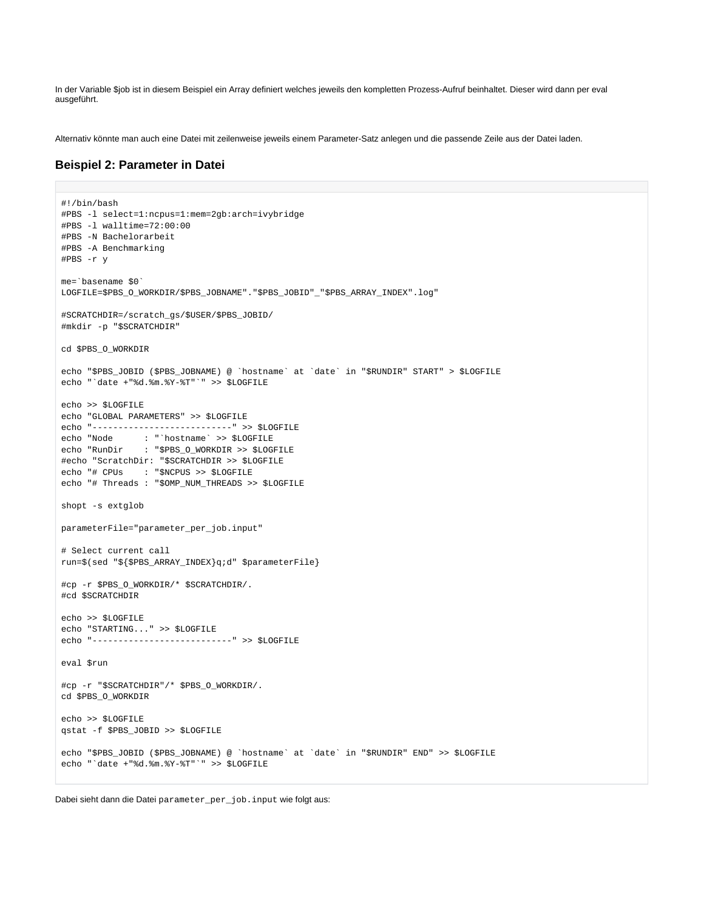In der Variable $job ist in diesem Beispiel ein Array definiert welches jeweils den kompletten Prozess-Aufruf beinhaltet. Dieser wird dann per eval ausgeführt.

Alternativ könnte man auch eine Datei mit zeilenweise jeweils einem Parameter-Satz anlegen und die passende Zeile aus der Datei laden.

### Beispiel 2: Parameter in Datei

```
#!/bin/bash
#PBS -l select=1:ncpus=1:mem=2gb:arch=ivybridge
#PBS -l walltime=72:00:00
#PBS -N Bachelorarbeit
#PBS -A Benchmarking
#PBS -r y

me=`basename $0`
LOGFILE=$PBS_O_WORKDIR/$PBS_JOBNAME"."$PBS_JOBID"_"$PBS_ARRAY_INDEX".log"

#SCRATCHDIR=/scratch_gs/$USER/$PBS_JOBID/
#mkdir -p "$SCRATCHDIR"

cd $PBS_O_WORKDIR

echo "$PBS_JOBID ($PBS_JOBNAME) @ `hostname` at `date` in "$RUNDIR" START" > $LOGFILE
echo "`date +"%d.%m.%Y-%T"`" >> $LOGFILE

echo >> $LOGFILE
echo "GLOBAL PARAMETERS" >> $LOGFILE
echo "---------------------------" >> $LOGFILE
echo "Node      : "`hostname` >> $LOGFILE
echo "RunDir    : "$PBS_O_WORKDIR >> $LOGFILE
#echo "ScratchDir: "$SCRATCHDIR >> $LOGFILE
echo "# CPUs    : "$NCPUS >> $LOGFILE
echo "# Threads : "$OMP_NUM_THREADS >> $LOGFILE

shopt -s extglob

parameterFile="parameter_per_job.input"

# Select current call
run=$(sed "${$PBS_ARRAY_INDEX}q;d" $parameterFile}

#cp -r $PBS_O_WORKDIR/* $SCRATCHDIR/.
#cd $SCRATCHDIR

echo >> $LOGFILE
echo "STARTING..." >> $LOGFILE
echo "---------------------------" >> $LOGFILE

eval $run

#cp -r "$SCRATCHDIR"/* $PBS_O_WORKDIR/.
cd $PBS_O_WORKDIR

echo >> $LOGFILE
qstat -f $PBS_JOBID >> $LOGFILE

echo "$PBS_JOBID ($PBS_JOBNAME) @ `hostname` at `date` in "$RUNDIR" END" >> $LOGFILE
echo "`date +"%d.%m.%Y-%T"`" >> $LOGFILE
```

Dabei sieht dann die Datei `parameter_per_job.input` wie folgt aus: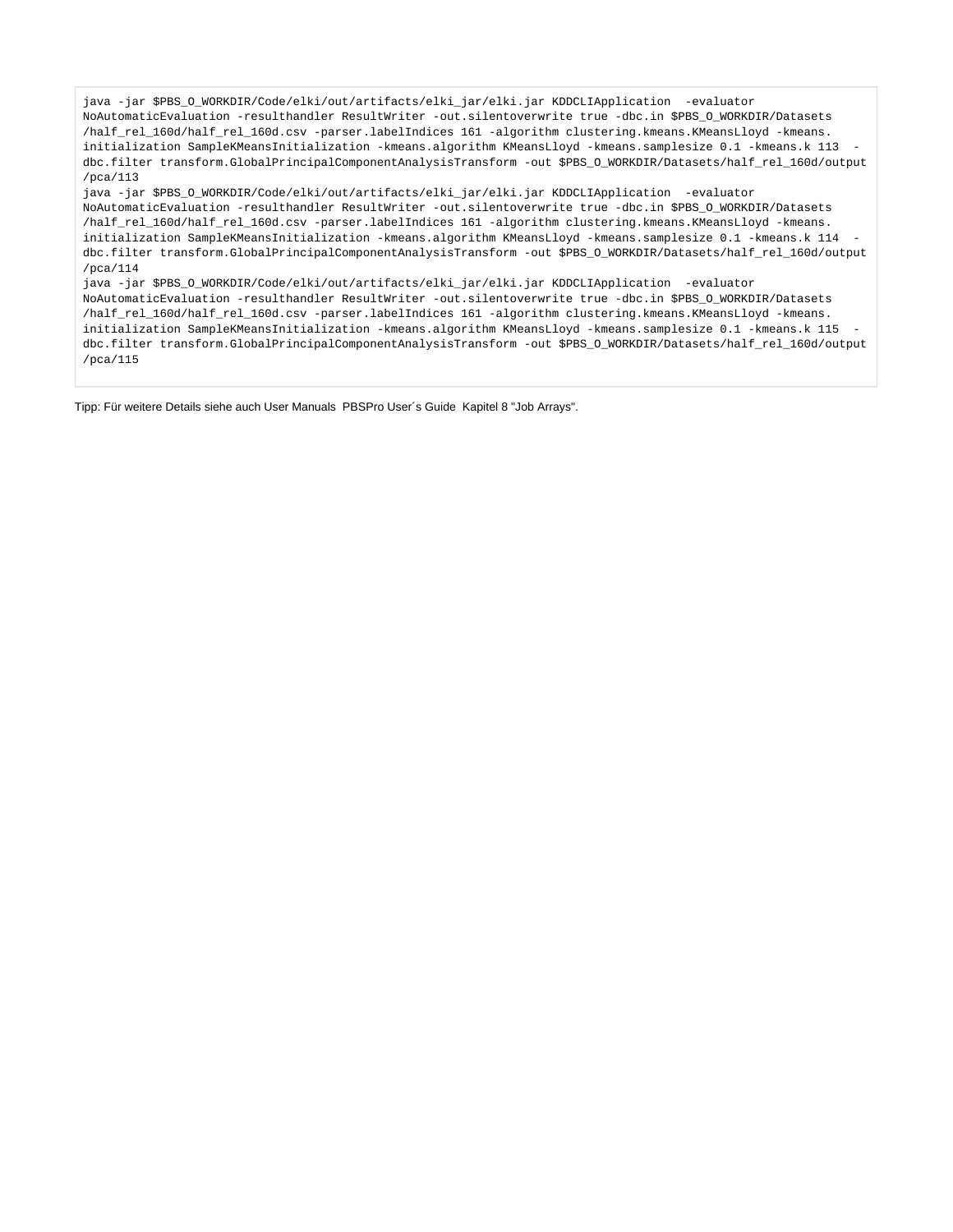```
java -jar $PBS_O_WORKDIR/Code/elki/out/artifacts/elki_jar/elki.jar KDDCLIApplication  -evaluator
NoAutomaticEvaluation -resulthandler ResultWriter -out.silentoverwrite true -dbc.in $PBS_O_WORKDIR/Datasets
/half_rel_160d/half_rel_160d.csv -parser.labelIndices 161 -algorithm clustering.kmeans.KMeansLloyd -kmeans.
initialization SampleKMeansInitialization -kmeans.algorithm KMeansLloyd -kmeans.samplesize 0.1 -kmeans.k 113  -
dbc.filter transform.GlobalPrincipalComponentAnalysisTransform -out $PBS_O_WORKDIR/Datasets/half_rel_160d/output
/pca/113
java -jar $PBS_O_WORKDIR/Code/elki/out/artifacts/elki_jar/elki.jar KDDCLIApplication  -evaluator
NoAutomaticEvaluation -resulthandler ResultWriter -out.silentoverwrite true -dbc.in $PBS_O_WORKDIR/Datasets
/half_rel_160d/half_rel_160d.csv -parser.labelIndices 161 -algorithm clustering.kmeans.KMeansLloyd -kmeans.
initialization SampleKMeansInitialization -kmeans.algorithm KMeansLloyd -kmeans.samplesize 0.1 -kmeans.k 114  -
dbc.filter transform.GlobalPrincipalComponentAnalysisTransform -out $PBS_O_WORKDIR/Datasets/half_rel_160d/output
/pca/114
java -jar $PBS_O_WORKDIR/Code/elki/out/artifacts/elki_jar/elki.jar KDDCLIApplication  -evaluator
NoAutomaticEvaluation -resulthandler ResultWriter -out.silentoverwrite true -dbc.in $PBS_O_WORKDIR/Datasets
/half_rel_160d/half_rel_160d.csv -parser.labelIndices 161 -algorithm clustering.kmeans.KMeansLloyd -kmeans.
initialization SampleKMeansInitialization -kmeans.algorithm KMeansLloyd -kmeans.samplesize 0.1 -kmeans.k 115  -
dbc.filter transform.GlobalPrincipalComponentAnalysisTransform -out $PBS_O_WORKDIR/Datasets/half_rel_160d/output
/pca/115
```

Tipp: Für weitere Details siehe auch User Manuals PBSPro User´s Guide Kapitel 8 "Job Arrays".